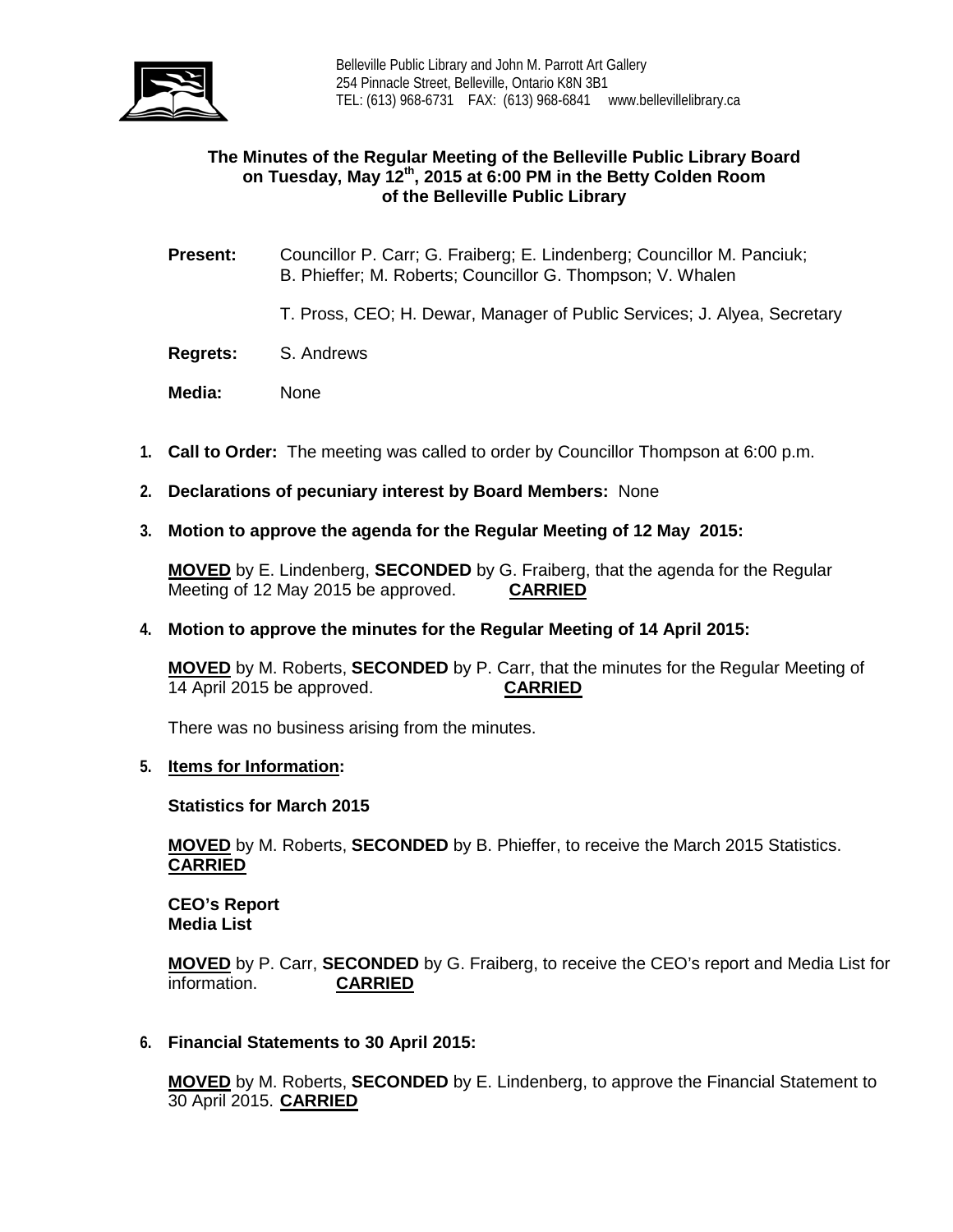Belleville Public Library and John M. Parrott Art Gallery
254 Pinnacle Street, Belleville, Ontario K8N 3B1
TEL: (613) 968-6731 FAX: (613) 968-6841 www.bellevillelibrary.ca

**The Minutes of the Regular Meeting of the Belleville Public Library Board on Tuesday, May 12th, 2015 at 6:00 PM in the Betty Colden Room of the Belleville Public Library**

**Present:** Councillor P. Carr; G. Fraiberg; E. Lindenberg; Councillor M. Panciuk; B. Phieffer; M. Roberts; Councillor G. Thompson; V. Whalen

T. Pross, CEO; H. Dewar, Manager of Public Services; J. Alyea, Secretary

**Regrets:** S. Andrews

**Media:** None

1. **Call to Order:** The meeting was called to order by Councillor Thompson at 6:00 p.m.

2. **Declarations of pecuniary interest by Board Members:** None

3. **Motion to approve the agenda for the Regular Meeting of 12 May 2015:**

   **MOVED** by E. Lindenberg, **SECONDED** by G. Fraiberg, that the agenda for the Regular Meeting of 12 May 2015 be approved. **CARRIED**

4. **Motion to approve the minutes for the Regular Meeting of 14 April 2015:**

   **MOVED** by M. Roberts, **SECONDED** by P. Carr, that the minutes for the Regular Meeting of 14 April 2015 be approved. **CARRIED**

   There was no business arising from the minutes.

5. **Items for Information:**

   **Statistics for March 2015**

   **MOVED** by M. Roberts, **SECONDED** by B. Phieffer, to receive the March 2015 Statistics. **CARRIED**

   **CEO's Report**
   **Media List**

   **MOVED** by P. Carr, **SECONDED** by G. Fraiberg, to receive the CEO's report and Media List for information. **CARRIED**

6. **Financial Statements to 30 April 2015:**

   **MOVED** by M. Roberts, **SECONDED** by E. Lindenberg, to approve the Financial Statement to 30 April 2015. **CARRIED**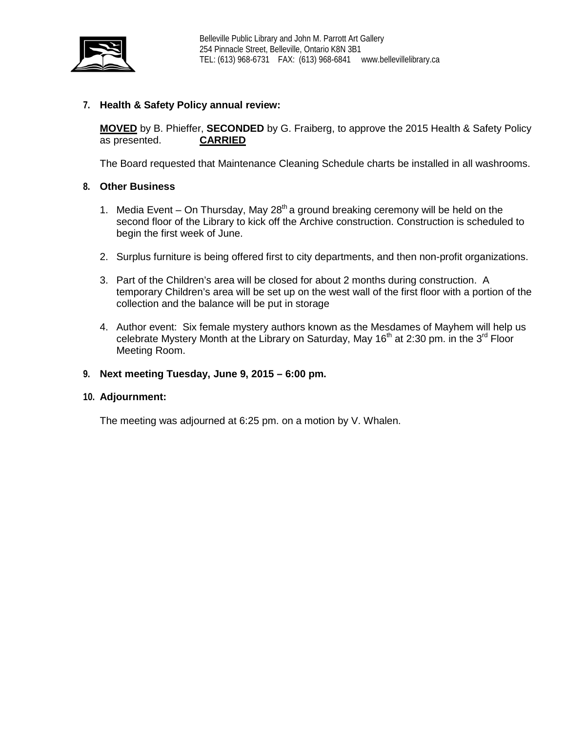Belleville Public Library and John M. Parrott Art Gallery
254 Pinnacle Street, Belleville, Ontario K8N 3B1
TEL: (613) 968-6731 FAX: (613) 968-6841 www.bellevillelibrary.ca

**7. Health & Safety Policy annual review:**

**MOVED** by B. Phieffer, **SECONDED** by G. Fraiberg, to approve the 2015 Health & Safety Policy as presented. **CARRIED**

The Board requested that Maintenance Cleaning Schedule charts be installed in all washrooms.

**8. Other Business**

1. Media Event – On Thursday, May 28th a ground breaking ceremony will be held on the second floor of the Library to kick off the Archive construction. Construction is scheduled to begin the first week of June.

2. Surplus furniture is being offered first to city departments, and then non-profit organizations.

3. Part of the Children's area will be closed for about 2 months during construction. A temporary Children's area will be set up on the west wall of the first floor with a portion of the collection and the balance will be put in storage

4. Author event: Six female mystery authors known as the Mesdames of Mayhem will help us celebrate Mystery Month at the Library on Saturday, May 16th at 2:30 pm. in the 3rd Floor Meeting Room.

**9. Next meeting Tuesday, June 9, 2015 – 6:00 pm.**

**10. Adjournment:**

The meeting was adjourned at 6:25 pm. on a motion by V. Whalen.